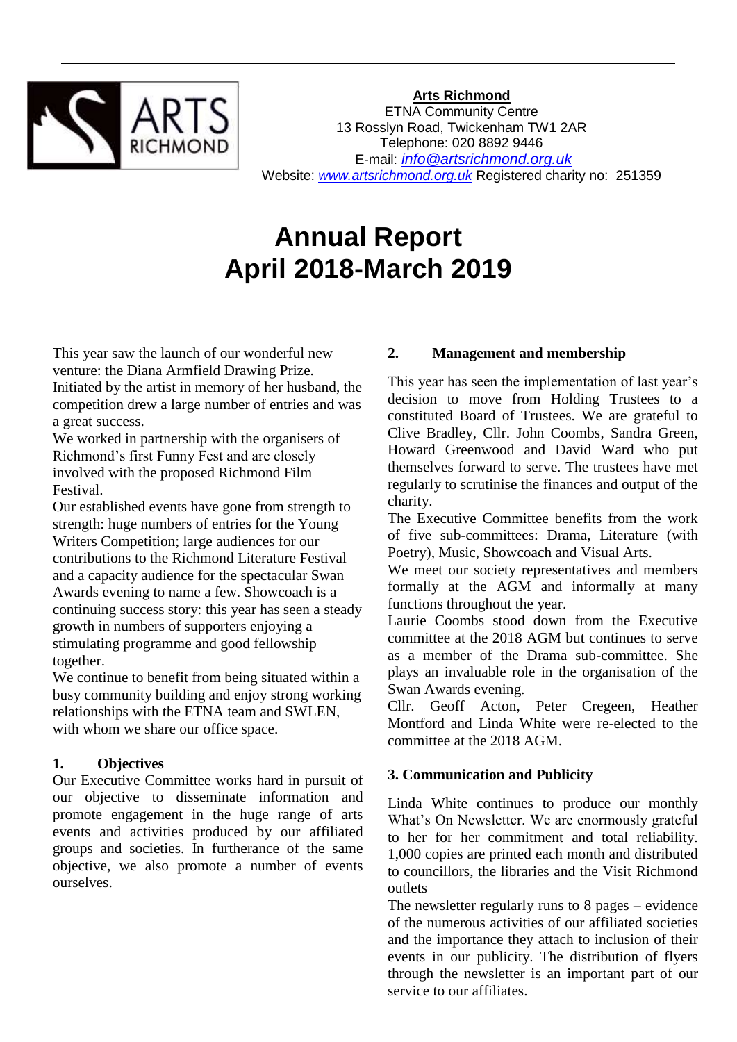**Arts Richmond**
ETNA Community Centre
13 Rosslyn Road, Twickenham TW1 2AR
Telephone: 020 8892 9446
E-mail: *info@artsrichmond.org.uk*
Website: *www.artsrichmond.org.uk* Registered charity no: 251359

# Annual Report
# April 2018-March 2019

This year saw the launch of our wonderful new venture: the Diana Armfield Drawing Prize. Initiated by the artist in memory of her husband, the competition drew a large number of entries and was a great success.

We worked in partnership with the organisers of Richmond's first Funny Fest and are closely involved with the proposed Richmond Film Festival.

Our established events have gone from strength to strength: huge numbers of entries for the Young Writers Competition; large audiences for our contributions to the Richmond Literature Festival and a capacity audience for the spectacular Swan Awards evening to name a few. Showcoach is a continuing success story: this year has seen a steady growth in numbers of supporters enjoying a stimulating programme and good fellowship together.

We continue to benefit from being situated within a busy community building and enjoy strong working relationships with the ETNA team and SWLEN, with whom we share our office space.

## 1. Objectives

Our Executive Committee works hard in pursuit of our objective to disseminate information and promote engagement in the huge range of arts events and activities produced by our affiliated groups and societies. In furtherance of the same objective, we also promote a number of events ourselves.

## 2. Management and membership

This year has seen the implementation of last year's decision to move from Holding Trustees to a constituted Board of Trustees. We are grateful to Clive Bradley, Cllr. John Coombs, Sandra Green, Howard Greenwood and David Ward who put themselves forward to serve. The trustees have met regularly to scrutinise the finances and output of the charity.

The Executive Committee benefits from the work of five sub-committees: Drama, Literature (with Poetry), Music, Showcoach and Visual Arts.

We meet our society representatives and members formally at the AGM and informally at many functions throughout the year.

Laurie Coombs stood down from the Executive committee at the 2018 AGM but continues to serve as a member of the Drama sub-committee. She plays an invaluable role in the organisation of the Swan Awards evening.

Cllr. Geoff Acton, Peter Cregeen, Heather Montford and Linda White were re-elected to the committee at the 2018 AGM.

## 3. Communication and Publicity

Linda White continues to produce our monthly What's On Newsletter. We are enormously grateful to her for her commitment and total reliability. 1,000 copies are printed each month and distributed to councillors, the libraries and the Visit Richmond outlets

The newsletter regularly runs to 8 pages – evidence of the numerous activities of our affiliated societies and the importance they attach to inclusion of their events in our publicity. The distribution of flyers through the newsletter is an important part of our service to our affiliates.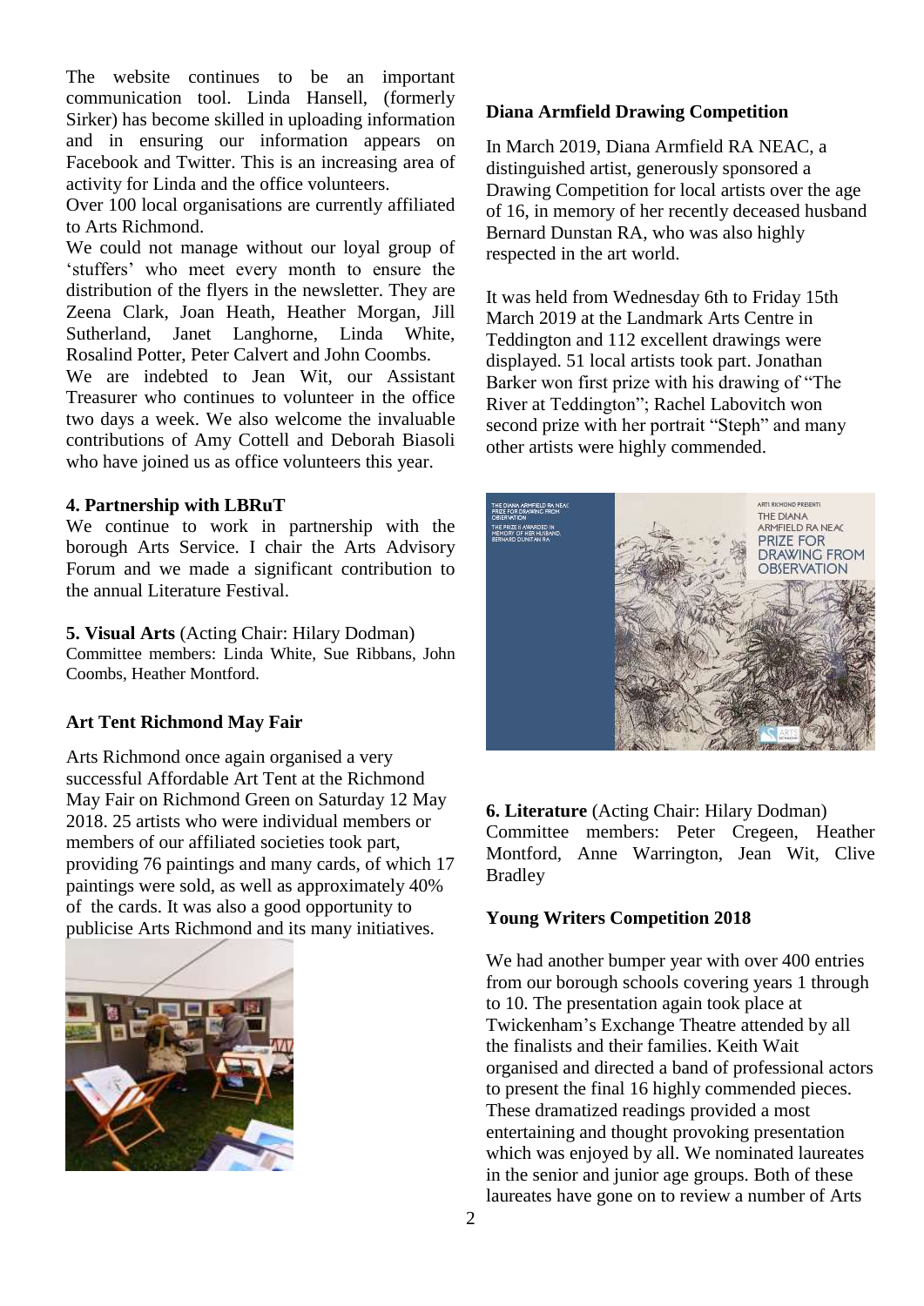The website continues to be an important communication tool. Linda Hansell, (formerly Sirker) has become skilled in uploading information and in ensuring our information appears on Facebook and Twitter. This is an increasing area of activity for Linda and the office volunteers.

Over 100 local organisations are currently affiliated to Arts Richmond.

We could not manage without our loyal group of 'stuffers' who meet every month to ensure the distribution of the flyers in the newsletter. They are Zeena Clark, Joan Heath, Heather Morgan, Jill Sutherland, Janet Langhorne, Linda White, Rosalind Potter, Peter Calvert and John Coombs.

We are indebted to Jean Wit, our Assistant Treasurer who continues to volunteer in the office two days a week. We also welcome the invaluable contributions of Amy Cottell and Deborah Biasoli who have joined us as office volunteers this year.

**4. Partnership with LBRuT**

We continue to work in partnership with the borough Arts Service. I chair the Arts Advisory Forum and we made a significant contribution to the annual Literature Festival.

**5. Visual Arts** (Acting Chair: Hilary Dodman)
Committee members: Linda White, Sue Ribbans, John Coombs, Heather Montford.

**Art Tent Richmond May Fair**

Arts Richmond once again organised a very successful Affordable Art Tent at the Richmond May Fair on Richmond Green on Saturday 12 May 2018. 25 artists who were individual members or members of our affiliated societies took part, providing 76 paintings and many cards, of which 17 paintings were sold, as well as approximately 40% of the cards. It was also a good opportunity to publicise Arts Richmond and its many initiatives.

**Diana Armfield Drawing Competition**

In March 2019, Diana Armfield RA NEAC, a distinguished artist, generously sponsored a Drawing Competition for local artists over the age of 16, in memory of her recently deceased husband Bernard Dunstan RA, who was also highly respected in the art world.

It was held from Wednesday 6th to Friday 15th March 2019 at the Landmark Arts Centre in Teddington and 112 excellent drawings were displayed. 51 local artists took part. Jonathan Barker won first prize with his drawing of "The River at Teddington"; Rachel Labovitch won second prize with her portrait "Steph" and many other artists were highly commended.

**6. Literature** (Acting Chair: Hilary Dodman)
Committee members: Peter Cregeen, Heather Montford, Anne Warrington, Jean Wit, Clive Bradley

**Young Writers Competition 2018**

We had another bumper year with over 400 entries from our borough schools covering years 1 through to 10. The presentation again took place at Twickenham's Exchange Theatre attended by all the finalists and their families. Keith Wait organised and directed a band of professional actors to present the final 16 highly commended pieces. These dramatized readings provided a most entertaining and thought provoking presentation which was enjoyed by all. We nominated laureates in the senior and junior age groups. Both of these laureates have gone on to review a number of Arts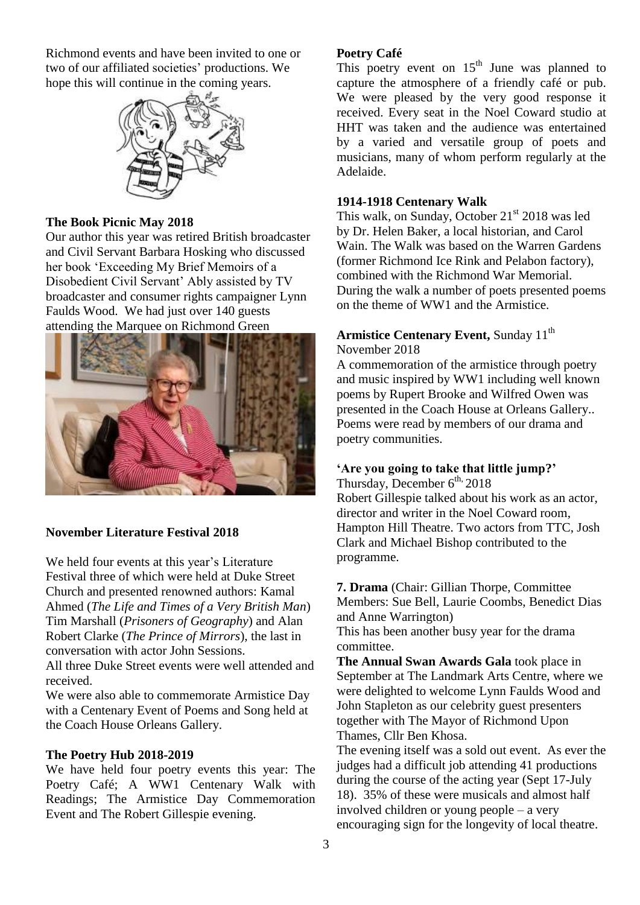Richmond events and have been invited to one or two of our affiliated societies' productions. We hope this will continue in the coming years.

**The Book Picnic May 2018**

Our author this year was retired British broadcaster and Civil Servant Barbara Hosking who discussed her book 'Exceeding My Brief Memoirs of a Disobedient Civil Servant' Ably assisted by TV broadcaster and consumer rights campaigner Lynn Faulds Wood. We had just over 140 guests attending the Marquee on Richmond Green

**November Literature Festival 2018**

We held four events at this year's Literature Festival three of which were held at Duke Street Church and presented renowned authors: Kamal Ahmed (*The Life and Times of a Very British Man*) Tim Marshall (*Prisoners of Geography*) and Alan Robert Clarke (*The Prince of Mirrors*), the last in conversation with actor John Sessions.

All three Duke Street events were well attended and received.

We were also able to commemorate Armistice Day with a Centenary Event of Poems and Song held at the Coach House Orleans Gallery.

**The Poetry Hub 2018-2019**

We have held four poetry events this year: The Poetry Café; A WW1 Centenary Walk with Readings; The Armistice Day Commemoration Event and The Robert Gillespie evening.

**Poetry Café**

This poetry event on 15th June was planned to capture the atmosphere of a friendly café or pub. We were pleased by the very good response it received. Every seat in the Noel Coward studio at HHT was taken and the audience was entertained by a varied and versatile group of poets and musicians, many of whom perform regularly at the Adelaide.

**1914-1918 Centenary Walk**

This walk, on Sunday, October 21st 2018 was led by Dr. Helen Baker, a local historian, and Carol Wain. The Walk was based on the Warren Gardens (former Richmond Ice Rink and Pelabon factory), combined with the Richmond War Memorial. During the walk a number of poets presented poems on the theme of WW1 and the Armistice.

**Armistice Centenary Event,** Sunday 11th November 2018

A commemoration of the armistice through poetry and music inspired by WW1 including well known poems by Rupert Brooke and Wilfred Owen was presented in the Coach House at Orleans Gallery.. Poems were read by members of our drama and poetry communities.

**'Are you going to take that little jump?'**

Thursday, December 6th, 2018

Robert Gillespie talked about his work as an actor, director and writer in the Noel Coward room, Hampton Hill Theatre. Two actors from TTC, Josh Clark and Michael Bishop contributed to the programme.

**7. Drama** (Chair: Gillian Thorpe, Committee Members: Sue Bell, Laurie Coombs, Benedict Dias and Anne Warrington)

This has been another busy year for the drama committee.

**The Annual Swan Awards Gala** took place in September at The Landmark Arts Centre, where we were delighted to welcome Lynn Faulds Wood and John Stapleton as our celebrity guest presenters together with The Mayor of Richmond Upon Thames, Cllr Ben Khosa.

The evening itself was a sold out event. As ever the judges had a difficult job attending 41 productions during the course of the acting year (Sept 17-July 18). 35% of these were musicals and almost half involved children or young people – a very encouraging sign for the longevity of local theatre.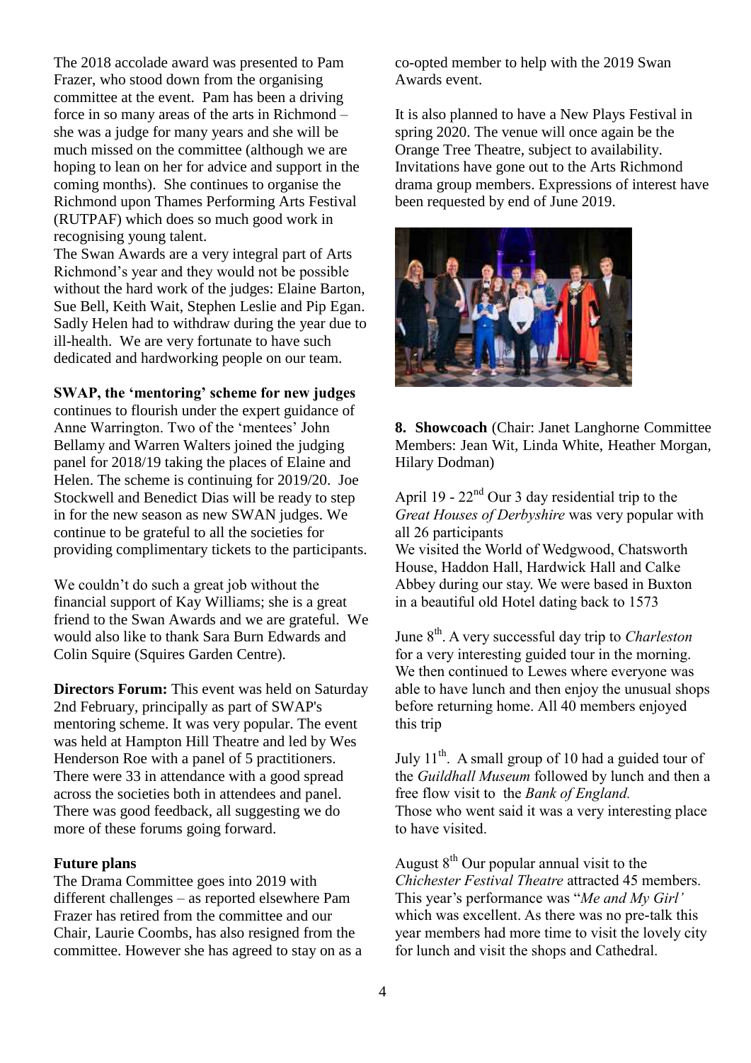The 2018 accolade award was presented to Pam Frazer, who stood down from the organising committee at the event. Pam has been a driving force in so many areas of the arts in Richmond – she was a judge for many years and she will be much missed on the committee (although we are hoping to lean on her for advice and support in the coming months). She continues to organise the Richmond upon Thames Performing Arts Festival (RUTPAF) which does so much good work in recognising young talent.

The Swan Awards are a very integral part of Arts Richmond's year and they would not be possible without the hard work of the judges: Elaine Barton, Sue Bell, Keith Wait, Stephen Leslie and Pip Egan. Sadly Helen had to withdraw during the year due to ill-health. We are very fortunate to have such dedicated and hardworking people on our team.

**SWAP, the 'mentoring' scheme for new judges** continues to flourish under the expert guidance of Anne Warrington. Two of the 'mentees' John Bellamy and Warren Walters joined the judging panel for 2018/19 taking the places of Elaine and Helen. The scheme is continuing for 2019/20. Joe Stockwell and Benedict Dias will be ready to step in for the new season as new SWAN judges. We continue to be grateful to all the societies for providing complimentary tickets to the participants.

We couldn't do such a great job without the financial support of Kay Williams; she is a great friend to the Swan Awards and we are grateful. We would also like to thank Sara Burn Edwards and Colin Squire (Squires Garden Centre).

**Directors Forum:** This event was held on Saturday 2nd February, principally as part of SWAP's mentoring scheme. It was very popular. The event was held at Hampton Hill Theatre and led by Wes Henderson Roe with a panel of 5 practitioners. There were 33 in attendance with a good spread across the societies both in attendees and panel. There was good feedback, all suggesting we do more of these forums going forward.

**Future plans**

The Drama Committee goes into 2019 with different challenges – as reported elsewhere Pam Frazer has retired from the committee and our Chair, Laurie Coombs, has also resigned from the committee. However she has agreed to stay on as a co-opted member to help with the 2019 Swan Awards event.

It is also planned to have a New Plays Festival in spring 2020. The venue will once again be the Orange Tree Theatre, subject to availability. Invitations have gone out to the Arts Richmond drama group members. Expressions of interest have been requested by end of June 2019.

**8. Showcoach** (Chair: Janet Langhorne Committee Members: Jean Wit, Linda White, Heather Morgan, Hilary Dodman)

April 19 - 22nd Our 3 day residential trip to the *Great Houses of Derbyshire* was very popular with all 26 participants

We visited the World of Wedgwood, Chatsworth House, Haddon Hall, Hardwick Hall and Calke Abbey during our stay. We were based in Buxton in a beautiful old Hotel dating back to 1573

June 8th. A very successful day trip to *Charleston* for a very interesting guided tour in the morning. We then continued to Lewes where everyone was able to have lunch and then enjoy the unusual shops before returning home. All 40 members enjoyed this trip

July 11th. A small group of 10 had a guided tour of the *Guildhall Museum* followed by lunch and then a free flow visit to the *Bank of England.*

Those who went said it was a very interesting place to have visited.

August 8th Our popular annual visit to the *Chichester Festival Theatre* attracted 45 members. This year's performance was "*Me and My Girl'* which was excellent. As there was no pre-talk this year members had more time to visit the lovely city for lunch and visit the shops and Cathedral.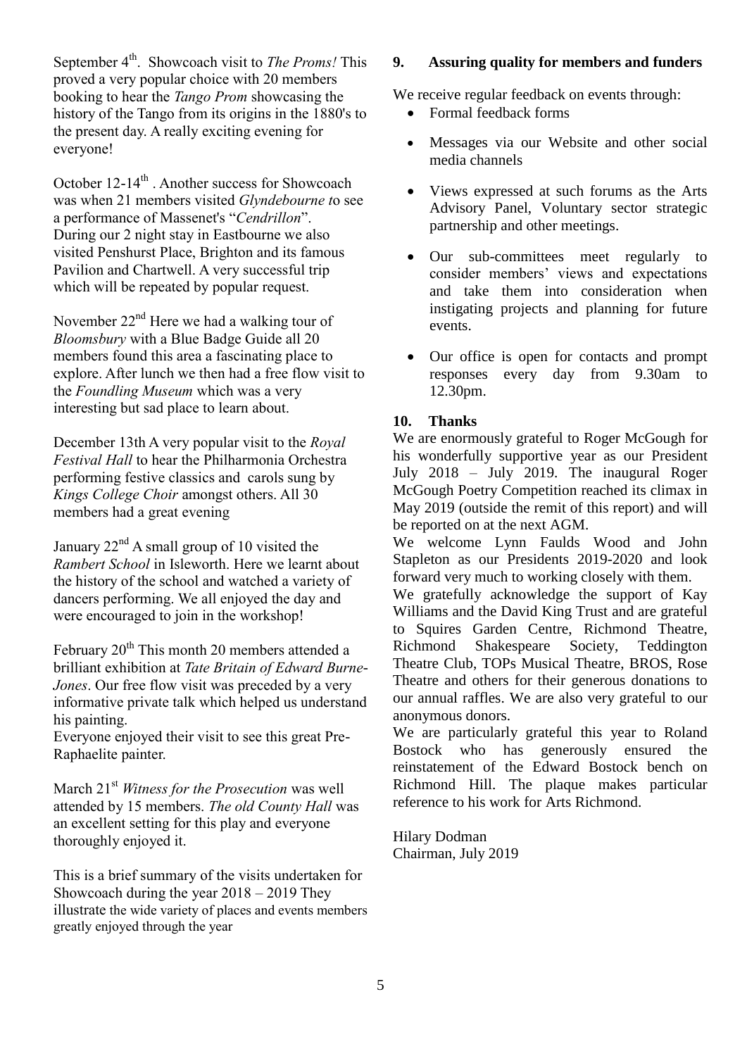September 4th. Showcoach visit to *The Proms!* This proved a very popular choice with 20 members booking to hear the *Tango Prom* showcasing the history of the Tango from its origins in the 1880's to the present day. A really exciting evening for everyone!

October 12-14th . Another success for Showcoach was when 21 members visited *Glyndebourne t*o see a performance of Massenet's "*Cendrillon*". During our 2 night stay in Eastbourne we also visited Penshurst Place, Brighton and its famous Pavilion and Chartwell. A very successful trip which will be repeated by popular request.

November 22nd Here we had a walking tour of *Bloomsbury* with a Blue Badge Guide all 20 members found this area a fascinating place to explore. After lunch we then had a free flow visit to the *Foundling Museum* which was a very interesting but sad place to learn about.

December 13th A very popular visit to the *Royal Festival Hall* to hear the Philharmonia Orchestra performing festive classics and carols sung by *Kings College Choir* amongst others. All 30 members had a great evening

January 22nd A small group of 10 visited the *Rambert School* in Isleworth. Here we learnt about the history of the school and watched a variety of dancers performing. We all enjoyed the day and were encouraged to join in the workshop!

February 20th This month 20 members attended a brilliant exhibition at *Tate Britain of Edward Burne-Jones*. Our free flow visit was preceded by a very informative private talk which helped us understand his painting.
Everyone enjoyed their visit to see this great Pre-Raphaelite painter.

March 21st *Witness for the Prosecution* was well attended by 15 members. *The old County Hall* was an excellent setting for this play and everyone thoroughly enjoyed it.

This is a brief summary of the visits undertaken for Showcoach during the year 2018 – 2019 They illustrate the wide variety of places and events members greatly enjoyed through the year

## 9. Assuring quality for members and funders

We receive regular feedback on events through:

- Formal feedback forms
- Messages via our Website and other social media channels
- Views expressed at such forums as the Arts Advisory Panel, Voluntary sector strategic partnership and other meetings.
- Our sub-committees meet regularly to consider members' views and expectations and take them into consideration when instigating projects and planning for future events.
- Our office is open for contacts and prompt responses every day from 9.30am to 12.30pm.

## 10. Thanks

We are enormously grateful to Roger McGough for his wonderfully supportive year as our President July 2018 – July 2019. The inaugural Roger McGough Poetry Competition reached its climax in May 2019 (outside the remit of this report) and will be reported on at the next AGM.
We welcome Lynn Faulds Wood and John Stapleton as our Presidents 2019-2020 and look forward very much to working closely with them.
We gratefully acknowledge the support of Kay Williams and the David King Trust and are grateful to Squires Garden Centre, Richmond Theatre, Richmond Shakespeare Society, Teddington Theatre Club, TOPs Musical Theatre, BROS, Rose Theatre and others for their generous donations to our annual raffles. We are also very grateful to our anonymous donors.
We are particularly grateful this year to Roland Bostock who has generously ensured the reinstatement of the Edward Bostock bench on Richmond Hill. The plaque makes particular reference to his work for Arts Richmond.

Hilary Dodman
Chairman, July 2019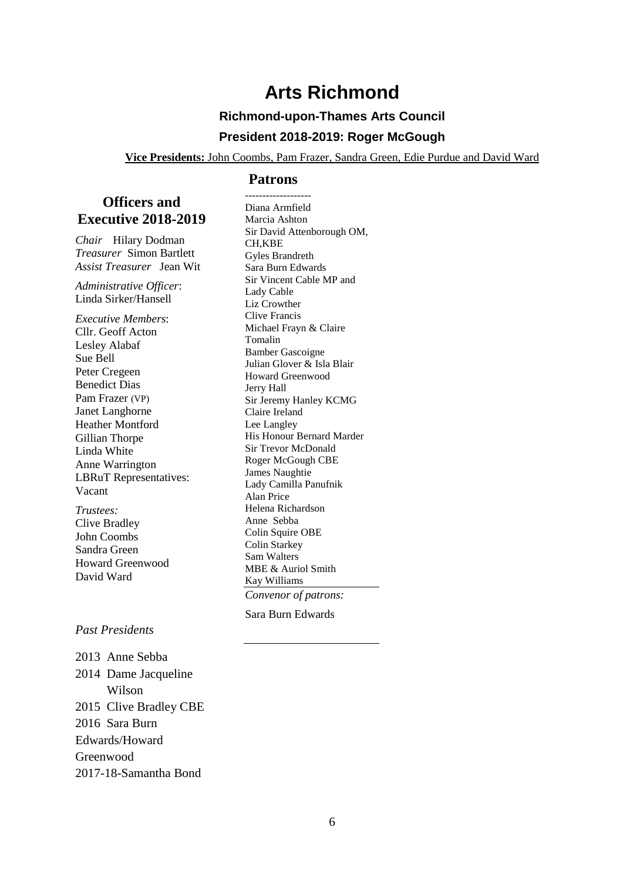# Arts Richmond

### Richmond-upon-Thames Arts Council

### President 2018-2019: Roger McGough

**Vice Presidents:** John Coombs, Pam Frazer, Sandra Green, Edie Purdue and David Ward

## Officers and Executive 2018-2019

*Chair* Hilary Dodman
*Treasurer* Simon Bartlett
*Assist Treasurer* Jean Wit

*Administrative Officer*:
Linda Sirker/Hansell

*Executive Members*:
Cllr. Geoff Acton
Lesley Alabaf
Sue Bell
Peter Cregeen
Benedict Dias
Pam Frazer (VP)
Janet Langhorne
Heather Montford
Gillian Thorpe
Linda White
Anne Warrington
LBRuT Representatives:
Vacant

*Trustees:*
Clive Bradley
John Coombs
Sandra Green
Howard Greenwood
David Ward

*Past Presidents*

2013 Anne Sebba
2014 Dame Jacqueline Wilson
2015 Clive Bradley CBE
2016 Sara Burn Edwards/Howard Greenwood
2017-18-Samantha Bond

## Patrons

-------------------
Diana Armfield
Marcia Ashton
Sir David Attenborough OM, CH,KBE
Gyles Brandreth
Sara Burn Edwards
Sir Vincent Cable MP and Lady Cable
Liz Crowther
Clive Francis
Michael Frayn & Claire Tomalin
Bamber Gascoigne
Julian Glover & Isla Blair
Howard Greenwood
Jerry Hall
Sir Jeremy Hanley KCMG
Claire Ireland
Lee Langley
His Honour Bernard Marder
Sir Trevor McDonald
Roger McGough CBE
James Naughtie
Lady Camilla Panufnik
Alan Price
Helena Richardson
Anne Sebba
Colin Squire OBE
Colin Starkey
Sam Walters
MBE & Auriol Smith
Kay Williams

*Convenor of patrons:*

Sara Burn Edwards